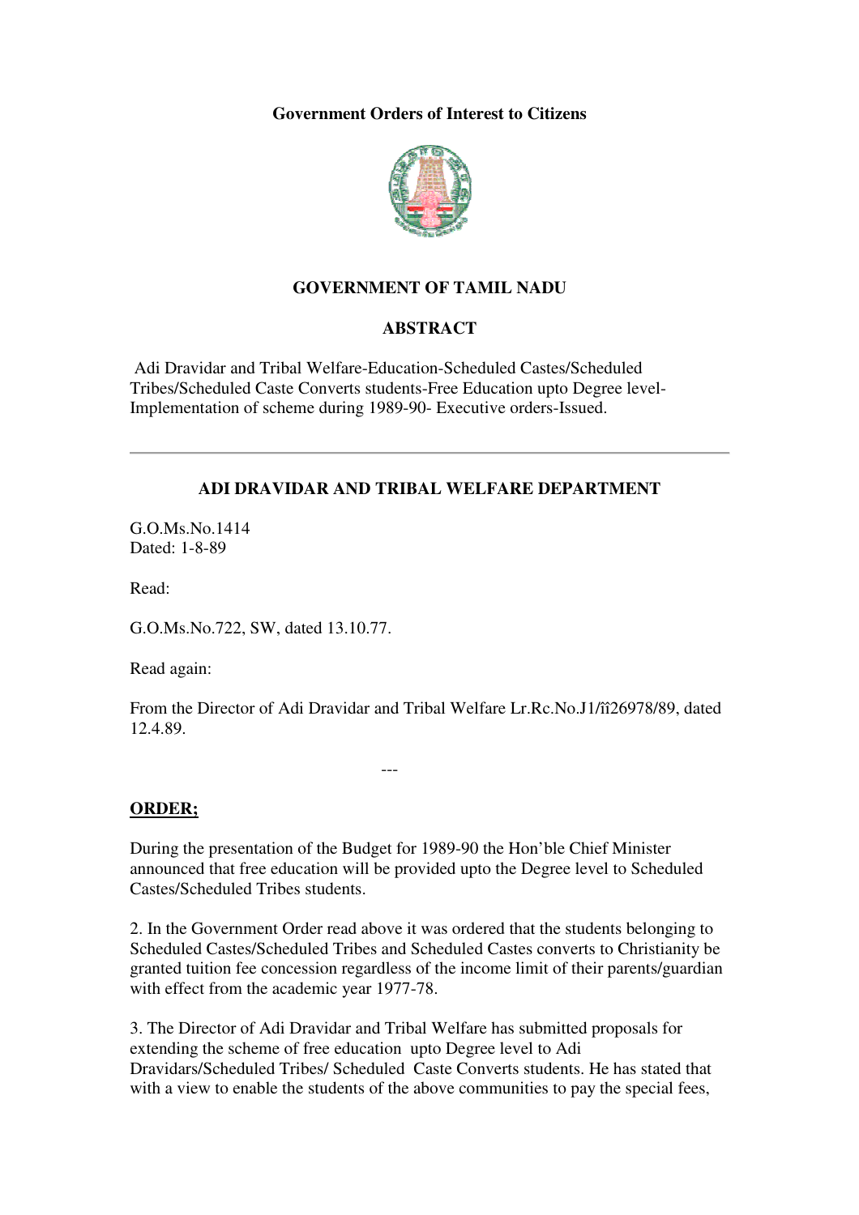**Government Orders of Interest to Citizens**

## GOVERNMENT OF TAMIL NADU

### ABSTRACT

Adi Dravidar and Tribal Welfare-Education-Scheduled Castes/Scheduled Tribes/Scheduled Caste Converts students-Free Education upto Degree level-Implementation of scheme during 1989-90- Executive orders-Issued.

---

### ADI DRAVIDAR AND TRIBAL WELFARE DEPARTMENT

G.O.Ms.No.1414
Dated: 1-8-89

Read:

G.O.Ms.No.722, SW, dated 13.10.77.

Read again:

From the Director of Adi Dravidar and Tribal Welfare Lr.Rc.No.J1/îî26978/89, dated 12.4.89.

---

**ORDER;**

During the presentation of the Budget for 1989-90 the Hon'ble Chief Minister announced that free education will be provided upto the Degree level to Scheduled Castes/Scheduled Tribes students.

2. In the Government Order read above it was ordered that the students belonging to Scheduled Castes/Scheduled Tribes and Scheduled Castes converts to Christianity be granted tuition fee concession regardless of the income limit of their parents/guardian with effect from the academic year 1977-78.

3. The Director of Adi Dravidar and Tribal Welfare has submitted proposals for extending the scheme of free education upto Degree level to Adi Dravidars/Scheduled Tribes/ Scheduled Caste Converts students. He has stated that with a view to enable the students of the above communities to pay the special fees,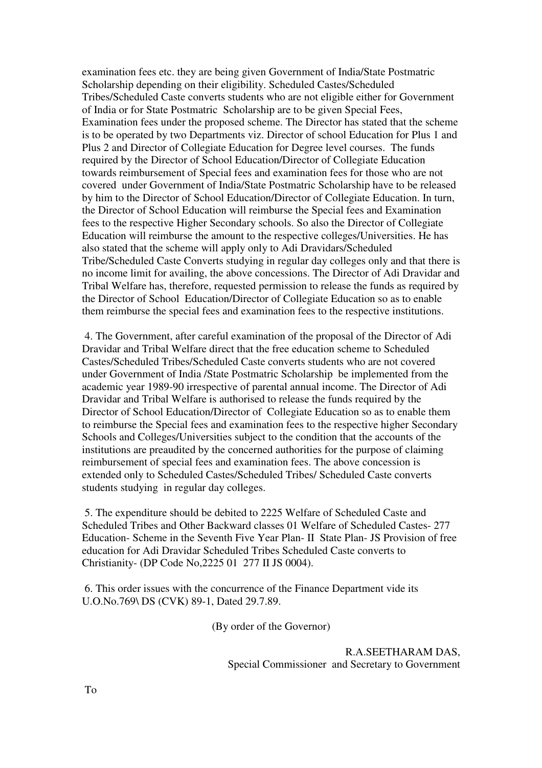examination fees etc. they are being given Government of India/State Postmatric Scholarship depending on their eligibility. Scheduled Castes/Scheduled Tribes/Scheduled Caste converts students who are not eligible either for Government of India or for State Postmatric Scholarship are to be given Special Fees, Examination fees under the proposed scheme. The Director has stated that the scheme is to be operated by two Departments viz. Director of school Education for Plus 1 and Plus 2 and Director of Collegiate Education for Degree level courses. The funds required by the Director of School Education/Director of Collegiate Education towards reimbursement of Special fees and examination fees for those who are not covered under Government of India/State Postmatric Scholarship have to be released by him to the Director of School Education/Director of Collegiate Education. In turn, the Director of School Education will reimburse the Special fees and Examination fees to the respective Higher Secondary schools. So also the Director of Collegiate Education will reimburse the amount to the respective colleges/Universities. He has also stated that the scheme will apply only to Adi Dravidars/Scheduled Tribe/Scheduled Caste Converts studying in regular day colleges only and that there is no income limit for availing, the above concessions. The Director of Adi Dravidar and Tribal Welfare has, therefore, requested permission to release the funds as required by the Director of School Education/Director of Collegiate Education so as to enable them reimburse the special fees and examination fees to the respective institutions.

4. The Government, after careful examination of the proposal of the Director of Adi Dravidar and Tribal Welfare direct that the free education scheme to Scheduled Castes/Scheduled Tribes/Scheduled Caste converts students who are not covered under Government of India /State Postmatric Scholarship be implemented from the academic year 1989-90 irrespective of parental annual income. The Director of Adi Dravidar and Tribal Welfare is authorised to release the funds required by the Director of School Education/Director of Collegiate Education so as to enable them to reimburse the Special fees and examination fees to the respective higher Secondary Schools and Colleges/Universities subject to the condition that the accounts of the institutions are preaudited by the concerned authorities for the purpose of claiming reimbursement of special fees and examination fees. The above concession is extended only to Scheduled Castes/Scheduled Tribes/ Scheduled Caste converts students studying in regular day colleges.

5. The expenditure should be debited to 2225 Welfare of Scheduled Caste and Scheduled Tribes and Other Backward classes 01 Welfare of Scheduled Castes- 277 Education- Scheme in the Seventh Five Year Plan- II State Plan- JS Provision of free education for Adi Dravidar Scheduled Tribes Scheduled Caste converts to Christianity- (DP Code No,2225 01 277 II JS 0004).

6. This order issues with the concurrence of the Finance Department vide its U.O.No.769\ DS (CVK) 89-1, Dated 29.7.89.

(By order of the Governor)

R.A.SEETHARAM DAS,
Special Commissioner and Secretary to Government

To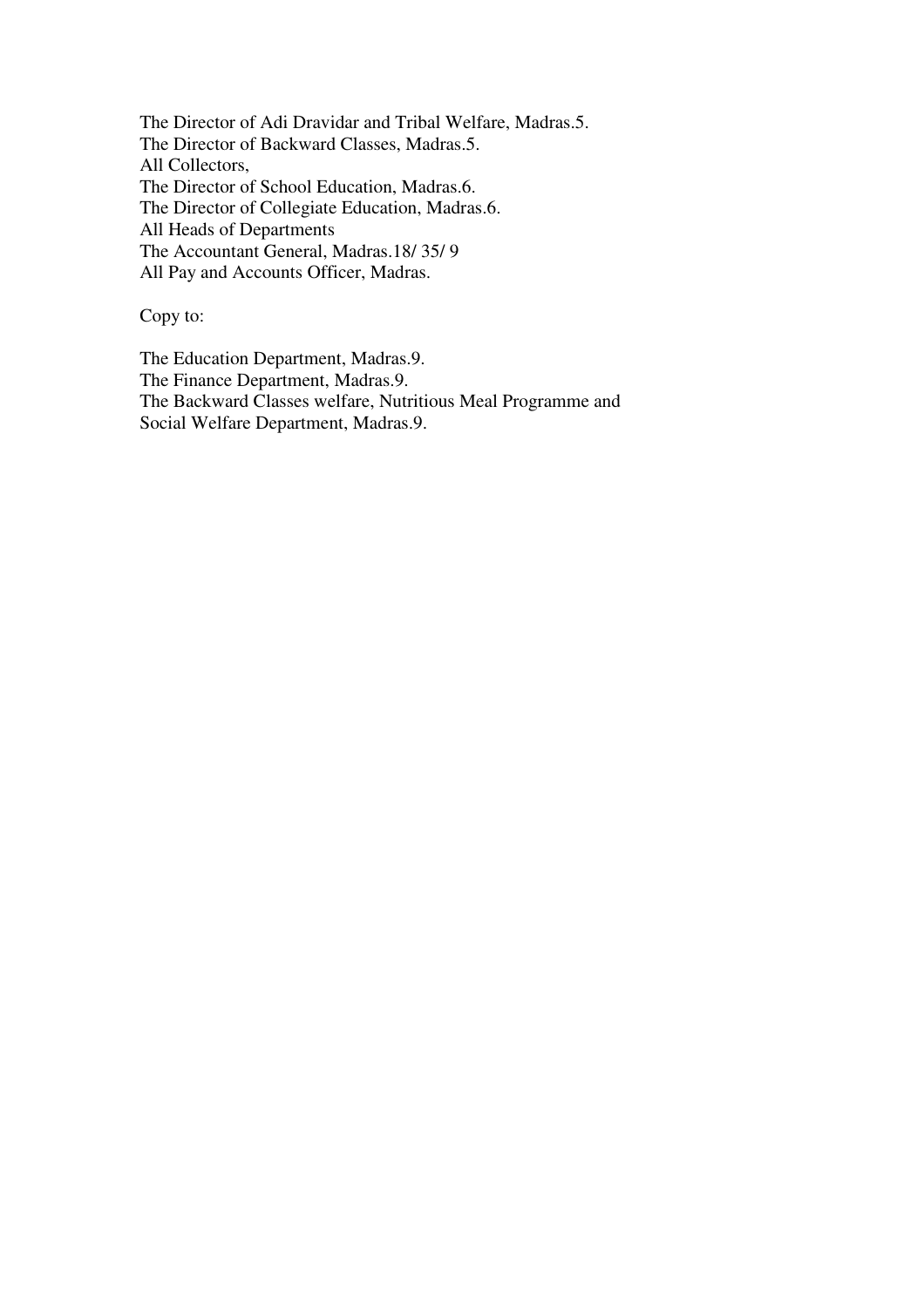The Director of Adi Dravidar and Tribal Welfare, Madras.5.
The Director of Backward Classes, Madras.5.
All Collectors,
The Director of School Education, Madras.6.
The Director of Collegiate Education, Madras.6.
All Heads of Departments
The Accountant General, Madras.18/ 35/ 9
All Pay and Accounts Officer, Madras.

Copy to:

The Education Department, Madras.9.
The Finance Department, Madras.9.
The Backward Classes welfare, Nutritious Meal Programme and
Social Welfare Department, Madras.9.